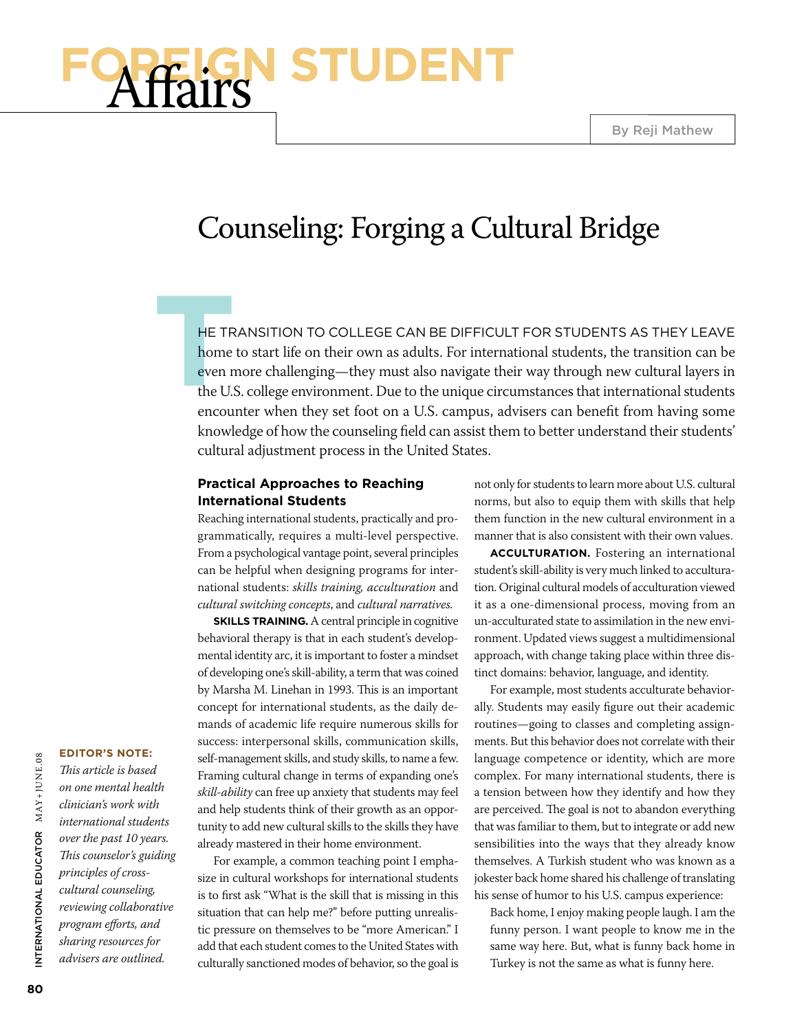# Foreign Student Affairs

By Reji Mathew

## Counseling: Forging a Cultural Bridge

THE TRANSITION TO COLLEGE CAN BE DIFFICULT FOR STUDENTS AS THEY LEAVE home to start life on their own as adults. For international students, the transition can be even more challenging—they must also navigate their way through new cultural layers in the U.S. college environment. Due to the unique circumstances that international students encounter when they set foot on a U.S. campus, advisers can benefit from having some knowledge of how the counseling field can assist them to better understand their students' cultural adjustment process in the United States.

**EDITOR'S NOTE:** *This article is based on one mental health clinician's work with international students over the past 10 years. This counselor's guiding principles of cross-cultural counseling, reviewing collaborative program efforts, and sharing resources for advisers are outlined.*

### Practical Approaches to Reaching International Students

Reaching international students, practically and programmatically, requires a multi-level perspective. From a psychological vantage point, several principles can be helpful when designing programs for international students: *skills training, acculturation* and *cultural switching concepts*, and *cultural narratives.*

**SKILLS TRAINING.** A central principle in cognitive behavioral therapy is that in each student's developmental identity arc, it is important to foster a mindset of developing one's skill-ability, a term that was coined by Marsha M. Linehan in 1993. This is an important concept for international students, as the daily demands of academic life require numerous skills for success: interpersonal skills, communication skills, self-management skills, and study skills, to name a few. Framing cultural change in terms of expanding one's *skill-ability* can free up anxiety that students may feel and help students think of their growth as an opportunity to add new cultural skills to the skills they have already mastered in their home environment.

For example, a common teaching point I emphasize in cultural workshops for international students is to first ask "What is the skill that is missing in this situation that can help me?" before putting unrealistic pressure on themselves to be "more American." I add that each student comes to the United States with culturally sanctioned modes of behavior, so the goal is not only for students to learn more about U.S. cultural norms, but also to equip them with skills that help them function in the new cultural environment in a manner that is also consistent with their own values.

**ACCULTURATION.** Fostering an international student's skill-ability is very much linked to acculturation. Original cultural models of acculturation viewed it as a one-dimensional process, moving from an un-acculturated state to assimilation in the new environment. Updated views suggest a multidimensional approach, with change taking place within three distinct domains: behavior, language, and identity.

For example, most students acculturate behaviorally. Students may easily figure out their academic routines—going to classes and completing assignments. But this behavior does not correlate with their language competence or identity, which are more complex. For many international students, there is a tension between how they identify and how they are perceived. The goal is not to abandon everything that was familiar to them, but to integrate or add new sensibilities into the ways that they already know themselves. A Turkish student who was known as a jokester back home shared his challenge of translating his sense of humor to his U.S. campus experience:

> Back home, I enjoy making people laugh. I am the funny person. I want people to know me in the same way here. But, what is funny back home in Turkey is not the same as what is funny here.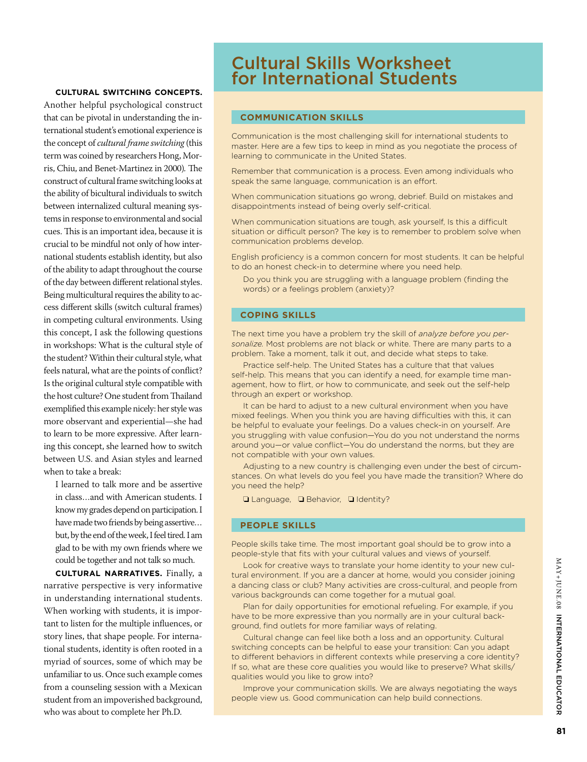**CULTURAL SWITCHING CONCEPTS.** Another helpful psychological construct that can be pivotal in understanding the international student's emotional experience is the concept of *cultural frame switching* (this term was coined by researchers Hong, Morris, Chiu, and Benet-Martinez in 2000). The construct of cultural frame switching looks at the ability of bicultural individuals to switch between internalized cultural meaning systems in response to environmental and social cues. This is an important idea, because it is crucial to be mindful not only of how international students establish identity, but also of the ability to adapt throughout the course of the day between different relational styles. Being multicultural requires the ability to access different skills (switch cultural frames) in competing cultural environments. Using this concept, I ask the following questions in workshops: What is the cultural style of the student? Within their cultural style, what feels natural, what are the points of conflict? Is the original cultural style compatible with the host culture? One student from Thailand exemplified this example nicely: her style was more observant and experiential—she had to learn to be more expressive. After learning this concept, she learned how to switch between U.S. and Asian styles and learned when to take a break:

> I learned to talk more and be assertive in class…and with American students. I know my grades depend on participation. I have made two friends by being assertive… but, by the end of the week, I feel tired. I am glad to be with my own friends where we could be together and not talk so much.

**CULTURAL NARRATIVES.** Finally, a narrative perspective is very informative in understanding international students. When working with students, it is important to listen for the multiple influences, or story lines, that shape people. For international students, identity is often rooted in a myriad of sources, some of which may be unfamiliar to us. Once such example comes from a counseling session with a Mexican student from an impoverished background, who was about to complete her Ph.D.

# Cultural Skills Worksheet for International Students

## COMMUNICATION SKILLS

Communication is the most challenging skill for international students to master. Here are a few tips to keep in mind as you negotiate the process of learning to communicate in the United States.

Remember that communication is a process. Even among individuals who speak the same language, communication is an effort.

When communication situations go wrong, debrief. Build on mistakes and disappointments instead of being overly self-critical.

When communication situations are tough, ask yourself, Is this a difficult situation or difficult person? The key is to remember to problem solve when communication problems develop.

English proficiency is a common concern for most students. It can be helpful to do an honest check-in to determine where you need help.

Do you think you are struggling with a language problem (finding the words) or a feelings problem (anxiety)?

## COPING SKILLS

The next time you have a problem try the skill of *analyze before you personalize.* Most problems are not black or white. There are many parts to a problem. Take a moment, talk it out, and decide what steps to take.

Practice self-help. The United States has a culture that that values self-help. This means that you can identify a need, for example time management, how to flirt, or how to communicate, and seek out the self-help through an expert or workshop.

It can be hard to adjust to a new cultural environment when you have mixed feelings. When you think you are having difficulties with this, it can be helpful to evaluate your feelings. Do a values check-in on yourself. Are you struggling with value confusion—You do you not understand the norms around you—or value conflict—You do understand the norms, but they are not compatible with your own values.

Adjusting to a new country is challenging even under the best of circumstances. On what levels do you feel you have made the transition? Where do you need the help?

❏ Language, ❏ Behavior, ❏ Identity?

## PEOPLE SKILLS

People skills take time. The most important goal should be to grow into a people-style that fits with your cultural values and views of yourself.

Look for creative ways to translate your home identity to your new cultural environment. If you are a dancer at home, would you consider joining a dancing class or club? Many activities are cross-cultural, and people from various backgrounds can come together for a mutual goal.

Plan for daily opportunities for emotional refueling. For example, if you have to be more expressive than you normally are in your cultural background, find outlets for more familiar ways of relating.

Cultural change can feel like both a loss and an opportunity. Cultural switching concepts can be helpful to ease your transition: Can you adapt to different behaviors in different contexts while preserving a core identity? If so, what are these core qualities you would like to preserve? What skills/qualities would you like to grow into?

Improve your communication skills. We are always negotiating the ways people view us. Good communication can help build connections.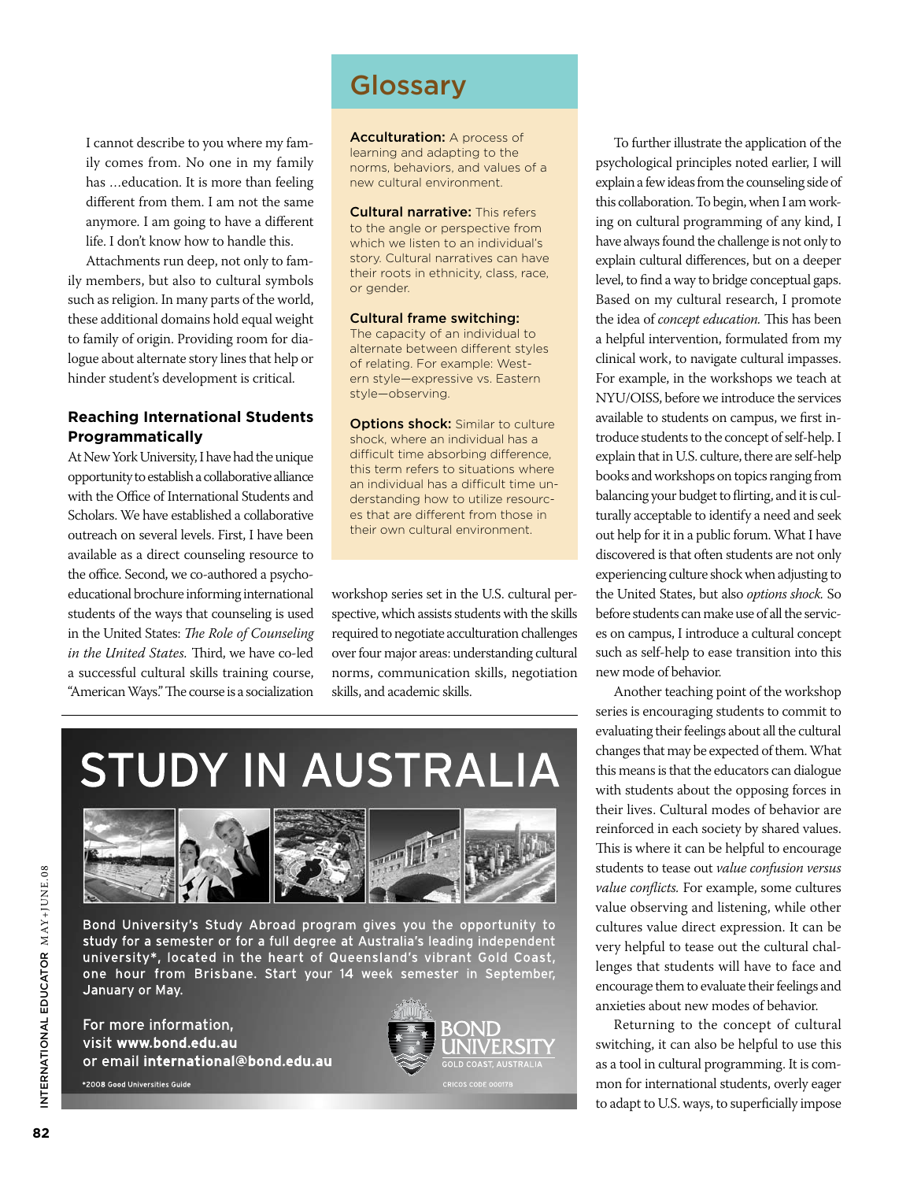I cannot describe to you where my family comes from. No one in my family has ...education. It is more than feeling different from them. I am not the same anymore. I am going to have a different life. I don't know how to handle this.

Attachments run deep, not only to family members, but also to cultural symbols such as religion. In many parts of the world, these additional domains hold equal weight to family of origin. Providing room for dialogue about alternate story lines that help or hinder student's development is critical.

### Reaching International Students Programmatically

At New York University, I have had the unique opportunity to establish a collaborative alliance with the Office of International Students and Scholars. We have established a collaborative outreach on several levels. First, I have been available as a direct counseling resource to the office. Second, we co-authored a psychoeducational brochure informing international students of the ways that counseling is used in the United States: *The Role of Counseling in the United States.* Third, we have co-led a successful cultural skills training course, "American Ways." The course is a socialization workshop series set in the U.S. cultural perspective, which assists students with the skills required to negotiate acculturation challenges over four major areas: understanding cultural norms, communication skills, negotiation skills, and academic skills.

## Glossary

**Acculturation:** A process of learning and adapting to the norms, behaviors, and values of a new cultural environment.

**Cultural narrative:** This refers to the angle or perspective from which we listen to an individual's story. Cultural narratives can have their roots in ethnicity, class, race, or gender.

**Cultural frame switching:** The capacity of an individual to alternate between different styles of relating. For example: Western style—expressive vs. Eastern style—observing.

**Options shock:** Similar to culture shock, where an individual has a difficult time absorbing difference, this term refers to situations where an individual has a difficult time understanding how to utilize resources that are different from those in their own cultural environment.

To further illustrate the application of the psychological principles noted earlier, I will explain a few ideas from the counseling side of this collaboration. To begin, when I am working on cultural programming of any kind, I have always found the challenge is not only to explain cultural differences, but on a deeper level, to find a way to bridge conceptual gaps. Based on my cultural research, I promote the idea of *concept education.* This has been a helpful intervention, formulated from my clinical work, to navigate cultural impasses. For example, in the workshops we teach at NYU/OISS, before we introduce the services available to students on campus, we first introduce students to the concept of self-help. I explain that in U.S. culture, there are self-help books and workshops on topics ranging from balancing your budget to flirting, and it is culturally acceptable to identify a need and seek out help for it in a public forum. What I have discovered is that often students are not only experiencing culture shock when adjusting to the United States, but also *options shock.* So before students can make use of all the services on campus, I introduce a cultural concept such as self-help to ease transition into this new mode of behavior.

Another teaching point of the workshop series is encouraging students to commit to evaluating their feelings about all the cultural changes that may be expected of them. What this means is that the educators can dialogue with students about the opposing forces in their lives. Cultural modes of behavior are reinforced in each society by shared values. This is where it can be helpful to encourage students to tease out *value confusion versus value conflicts.* For example, some cultures value observing and listening, while other cultures value direct expression. It can be very helpful to tease out the cultural challenges that students will have to face and encourage them to evaluate their feelings and anxieties about new modes of behavior.

Returning to the concept of cultural switching, it can also be helpful to use this as a tool in cultural programming. It is common for international students, overly eager to adapt to U.S. ways, to superficially impose

---

# STUDY IN AUSTRALIA

Bond University's Study Abroad program gives you the opportunity to study for a semester or for a full degree at Australia's leading independent university*, located in the heart of Queensland's vibrant Gold Coast, one hour from Brisbane. Start your 14 week semester in September, January or May.

For more information, visit **www.bond.edu.au** or email **international@bond.edu.au**

*2008 Good Universities Guide

BOND UNIVERSITY
GOLD COAST, AUSTRALIA
CRICOS CODE 00017B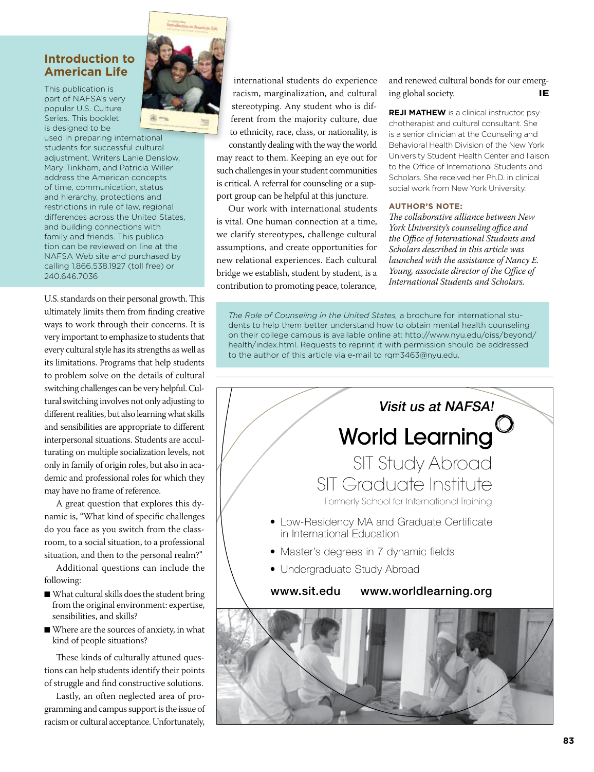## Introduction to American Life

This publication is part of NAFSA's very popular U.S. Culture Series. This booklet is designed to be used in preparing international students for successful cultural adjustment. Writers Lanie Denslow, Mary Tinkham, and Patricia Willer address the American concepts of time, communication, status and hierarchy, protections and restrictions in rule of law, regional differences across the United States, and building connections with family and friends. This publication can be reviewed on line at the NAFSA Web site and purchased by calling 1.866.538.1927 (toll free) or 240.646.7036

U.S. standards on their personal growth. This ultimately limits them from finding creative ways to work through their concerns. It is very important to emphasize to students that every cultural style has its strengths as well as its limitations. Programs that help students to problem solve on the details of cultural switching challenges can be very helpful. Cultural switching involves not only adjusting to different realities, but also learning what skills and sensibilities are appropriate to different interpersonal situations. Students are acculturating on multiple socialization levels, not only in family of origin roles, but also in academic and professional roles for which they may have no frame of reference.

A great question that explores this dynamic is, "What kind of specific challenges do you face as you switch from the classroom, to a social situation, to a professional situation, and then to the personal realm?"

Additional questions can include the following:

- What cultural skills does the student bring from the original environment: expertise, sensibilities, and skills?
- Where are the sources of anxiety, in what kind of people situations?

These kinds of culturally attuned questions can help students identify their points of struggle and find constructive solutions.

Lastly, an often neglected area of programming and campus support is the issue of racism or cultural acceptance. Unfortunately, international students do experience racism, marginalization, and cultural stereotyping. Any student who is different from the majority culture, due to ethnicity, race, class, or nationality, is constantly dealing with the way the world may react to them. Keeping an eye out for such challenges in your student communities is critical. A referral for counseling or a support group can be helpful at this juncture.

Our work with international students is vital. One human connection at a time, we clarify stereotypes, challenge cultural assumptions, and create opportunities for new relational experiences. Each cultural bridge we establish, student by student, is a contribution to promoting peace, tolerance, and renewed cultural bonds for our emerging global society. **IE**

**REJI MATHEW** is a clinical instructor, psychotherapist and cultural consultant. She is a senior clinician at the Counseling and Behavioral Health Division of the New York University Student Health Center and liaison to the Office of International Students and Scholars. She received her Ph.D. in clinical social work from New York University.

**AUTHOR'S NOTE:**

*The collaborative alliance between New York University's counseling office and the Office of International Students and Scholars described in this article was launched with the assistance of Nancy E. Young, associate director of the Office of International Students and Scholars.*

*The Role of Counseling in the United States,* a brochure for international students to help them better understand how to obtain mental health counseling on their college campus is available online at: http://www.nyu.edu/oiss/beyond/health/index.html. Requests to reprint it with permission should be addressed to the author of this article via e-mail to rqm3463@nyu.edu.

*Visit us at NAFSA!*

World Learning

SIT Study Abroad

SIT Graduate Institute

Formerly School for International Training

- Low-Residency MA and Graduate Certificate in International Education
- Master's degrees in 7 dynamic fields
- Undergraduate Study Abroad

www.sit.edu www.worldlearning.org